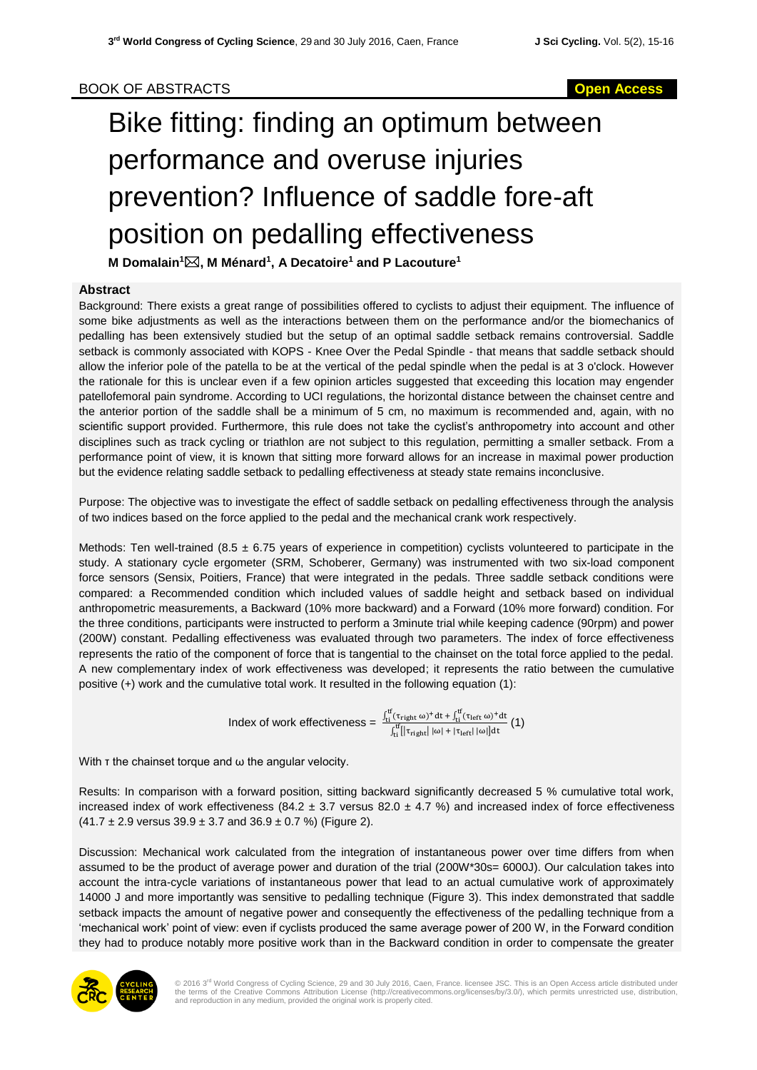BOOK OF ABSTRACTS

**Open Access**

# Bike fitting: finding an optimum between performance and overuse injuries prevention? Influence of saddle fore-aft position on pedalling effectiveness

**M Domalain[1]✉, M Ménard[1], A Decatoire[1] and P Lacouture[1]**

## Abstract

Background: There exists a great range of possibilities offered to cyclists to adjust their equipment. The influence of some bike adjustments as well as the interactions between them on the performance and/or the biomechanics of pedalling has been extensively studied but the setup of an optimal saddle setback remains controversial. Saddle setback is commonly associated with KOPS - Knee Over the Pedal Spindle - that means that saddle setback should allow the inferior pole of the patella to be at the vertical of the pedal spindle when the pedal is at 3 o'clock. However the rationale for this is unclear even if a few opinion articles suggested that exceeding this location may engender patellofemoral pain syndrome. According to UCI regulations, the horizontal distance between the chainset centre and the anterior portion of the saddle shall be a minimum of 5 cm, no maximum is recommended and, again, with no scientific support provided. Furthermore, this rule does not take the cyclist's anthropometry into account and other disciplines such as track cycling or triathlon are not subject to this regulation, permitting a smaller setback. From a performance point of view, it is known that sitting more forward allows for an increase in maximal power production but the evidence relating saddle setback to pedalling effectiveness at steady state remains inconclusive.

Purpose: The objective was to investigate the effect of saddle setback on pedalling effectiveness through the analysis of two indices based on the force applied to the pedal and the mechanical crank work respectively.

Methods: Ten well-trained (8.5 ± 6.75 years of experience in competition) cyclists volunteered to participate in the study. A stationary cycle ergometer (SRM, Schoberer, Germany) was instrumented with two six-load component force sensors (Sensix, Poitiers, France) that were integrated in the pedals. Three saddle setback conditions were compared: a Recommended condition which included values of saddle height and setback based on individual anthropometric measurements, a Backward (10% more backward) and a Forward (10% more forward) condition. For the three conditions, participants were instructed to perform a 3minute trial while keeping cadence (90rpm) and power (200W) constant. Pedalling effectiveness was evaluated through two parameters. The index of force effectiveness represents the ratio of the component of force that is tangential to the chainset on the total force applied to the pedal. A new complementary index of work effectiveness was developed; it represents the ratio between the cumulative positive (+) work and the cumulative total work. It resulted in the following equation (1):

$$\text{Index of work effectiveness} = \frac{\int_{ti}^{tf}(\tau_{\text{right}}\,\omega)^{+}\,dt + \int_{ti}^{tf}(\tau_{\text{left}}\,\omega)^{+}\,dt}{\int_{ti}^{tf}\left[|\tau_{\text{right}}|\,|\omega| + |\tau_{\text{left}}|\,|\omega|\right]dt} \quad (1)$$

With $\tau$ the chainset torque and $\omega$ the angular velocity.

Results: In comparison with a forward position, sitting backward significantly decreased 5 % cumulative total work, increased index of work effectiveness (84.2 ± 3.7 versus 82.0 ± 4.7 %) and increased index of force effectiveness (41.7 ± 2.9 versus 39.9 ± 3.7 and 36.9 ± 0.7 %) (Figure 2).

Discussion: Mechanical work calculated from the integration of instantaneous power over time differs from when assumed to be the product of average power and duration of the trial (200W\*30s= 6000J). Our calculation takes into account the intra-cycle variations of instantaneous power that lead to an actual cumulative work of approximately 14000 J and more importantly was sensitive to pedalling technique (Figure 3). This index demonstrated that saddle setback impacts the amount of negative power and consequently the effectiveness of the pedalling technique from a 'mechanical work' point of view: even if cyclists produced the same average power of 200 W, in the Forward condition they had to produce notably more positive work than in the Backward condition in order to compensate the greater

© 2016 3rd World Congress of Cycling Science, 29 and 30 July 2016, Caen, France. licensee JSC. This is an Open Access article distributed under the terms of the Creative Commons Attribution License (http://creativecommons.org/licenses/by/3.0/), which permits unrestricted use, distribution, and reproduction in any medium, provided the original work is properly cited.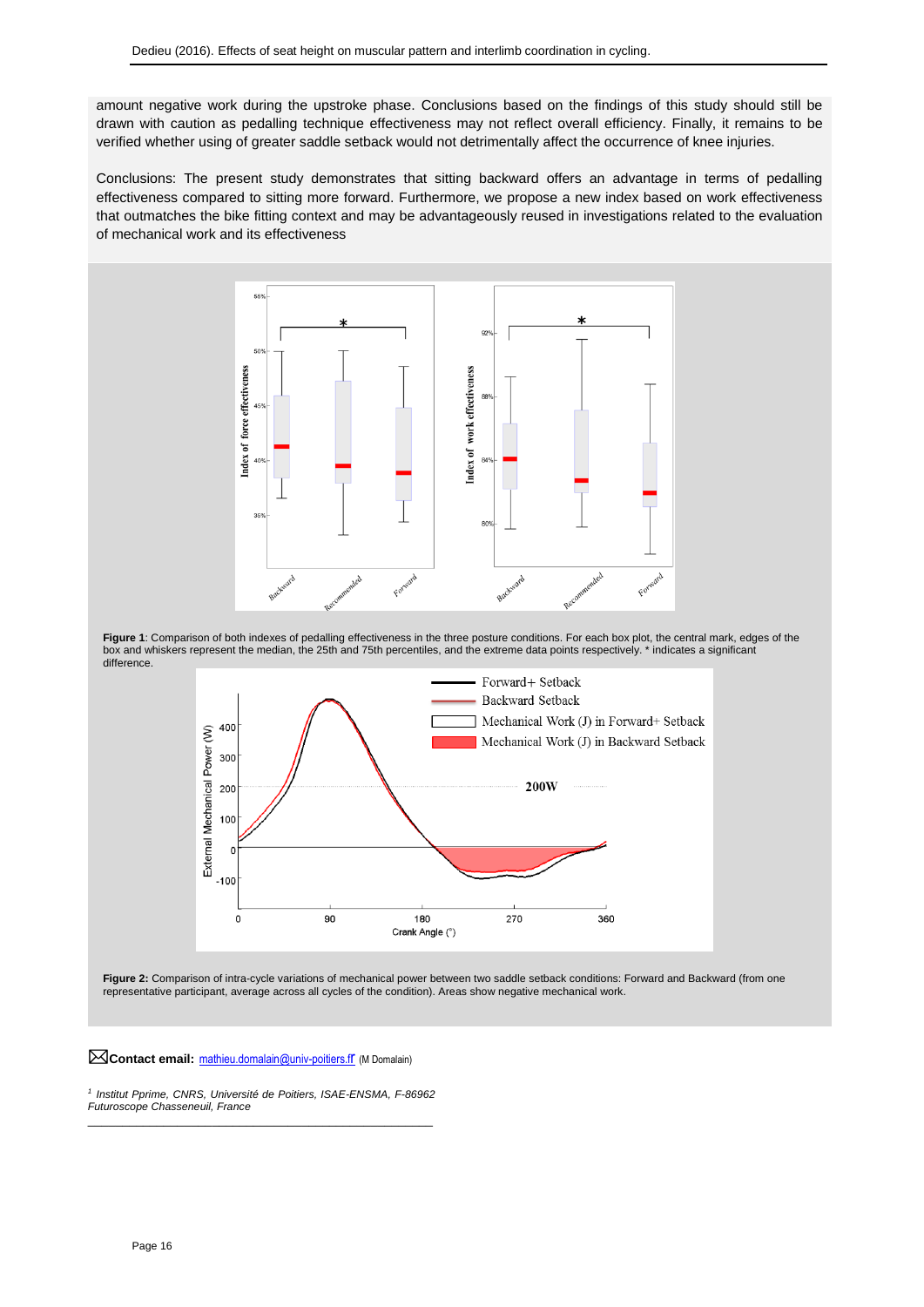amount negative work during the upstroke phase. Conclusions based on the findings of this study should still be drawn with caution as pedalling technique effectiveness may not reflect overall efficiency. Finally, it remains to be verified whether using of greater saddle setback would not detrimentally affect the occurrence of knee injuries.

Conclusions: The present study demonstrates that sitting backward offers an advantage in terms of pedalling effectiveness compared to sitting more forward. Furthermore, we propose a new index based on work effectiveness that outmatches the bike fitting context and may be advantageously reused in investigations related to the evaluation of mechanical work and its effectiveness

Index of force effectiveness

55%
50%
45%
40%
35%

*

Backward
Recommended
Forward

Index of work effectiveness

92%
88%
84%
80%

*

Backward
Recommended
Forward

**Figure 1**: Comparison of both indexes of pedalling effectiveness in the three posture conditions. For each box plot, the central mark, edges of the box and whiskers represent the median, the 25th and 75th percentiles, and the extreme data points respectively. * indicates a significant difference.

Forward+ Setback
Backward Setback
Mechanical Work (J) in Forward+ Setback
Mechanical Work (J) in Backward Setback

External Mechanical Power (W)

400
300
200
100
0
-100

200W

0
90
180
270
360

Crank Angle (°)

**Figure 2:** Comparison of intra-cycle variations of mechanical power between two saddle setback conditions: Forward and Backward (from one representative participant, average across all cycles of the condition). Areas show negative mechanical work.

**Contact email:** mathieu.domalain@univ-poitiers.fr (M Domalain)

[1] *Institut Pprime, CNRS, Université de Poitiers, ISAE-ENSMA, F-86962 Futuroscope Chasseneuil, France*